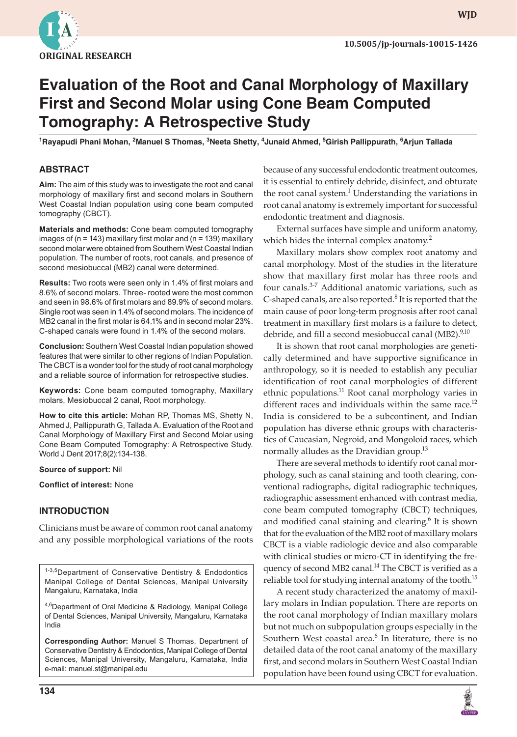ORIGINAL RESEARCH

# Evaluation of the Root and Canal Morphology of Maxillary First and Second Molar using Cone Beam Computed Tomography: A Retrospective Study

[1]Rayapudi Phani Mohan, [2]Manuel S Thomas, [3]Neeta Shetty, [4]Junaid Ahmed, [5]Girish Pallippurath, [6]Arjun Tallada

## ABSTRACT

**Aim:** The aim of this study was to investigate the root and canal morphology of maxillary first and second molars in Southern West Coastal Indian population using cone beam computed tomography (CBCT).

**Materials and methods:** Cone beam computed tomography images of (n = 143) maxillary first molar and (n = 139) maxillary second molar were obtained from Southern West Coastal Indian population. The number of roots, root canals, and presence of second mesiobuccal (MB2) canal were determined.

**Results:** Two roots were seen only in 1.4% of first molars and 8.6% of second molars. Three- rooted were the most common and seen in 98.6% of first molars and 89.9% of second molars. Single root was seen in 1.4% of second molars. The incidence of MB2 canal in the first molar is 64.1% and in second molar 23%. C-shaped canals were found in 1.4% of the second molars.

**Conclusion:** Southern West Coastal Indian population showed features that were similar to other regions of Indian Population. The CBCT is a wonder tool for the study of root canal morphology and a reliable source of information for retrospective studies.

**Keywords:** Cone beam computed tomography, Maxillary molars, Mesiobuccal 2 canal, Root morphology.

**How to cite this article:** Mohan RP, Thomas MS, Shetty N, Ahmed J, Pallippurath G, Tallada A. Evaluation of the Root and Canal Morphology of Maxillary First and Second Molar using Cone Beam Computed Tomography: A Retrospective Study. World J Dent 2017;8(2):134-138.

**Source of support:** Nil

**Conflict of interest:** None

## INTRODUCTION

Clinicians must be aware of common root canal anatomy and any possible morphological variations of the roots because of any successful endodontic treatment outcomes, it is essential to entirely debride, disinfect, and obturate the root canal system.[1] Understanding the variations in root canal anatomy is extremely important for successful endodontic treatment and diagnosis.

External surfaces have simple and uniform anatomy, which hides the internal complex anatomy.[2]

Maxillary molars show complex root anatomy and canal morphology. Most of the studies in the literature show that maxillary first molar has three roots and four canals.[3-7] Additional anatomic variations, such as C-shaped canals, are also reported.[8] It is reported that the main cause of poor long-term prognosis after root canal treatment in maxillary first molars is a failure to detect, debride, and fill a second mesiobuccal canal (MB2).[9,10]

It is shown that root canal morphologies are genetically determined and have supportive significance in anthropology, so it is needed to establish any peculiar identification of root canal morphologies of different ethnic populations.[11] Root canal morphology varies in different races and individuals within the same race.[12] India is considered to be a subcontinent, and Indian population has diverse ethnic groups with characteristics of Caucasian, Negroid, and Mongoloid races, which normally alludes as the Dravidian group.[13]

There are several methods to identify root canal morphology, such as canal staining and tooth clearing, conventional radiographs, digital radiographic techniques, radiographic assessment enhanced with contrast media, cone beam computed tomography (CBCT) techniques, and modified canal staining and clearing.[6] It is shown that for the evaluation of the MB2 root of maxillary molars CBCT is a viable radiologic device and also comparable with clinical studies or micro-CT in identifying the frequency of second MB2 canal.[14] The CBCT is verified as a reliable tool for studying internal anatomy of the tooth.[15]

A recent study characterized the anatomy of maxillary molars in Indian population. There are reports on the root canal morphology of Indian maxillary molars but not much on subpopulation groups especially in the Southern West coastal area.[6] In literature, there is no detailed data of the root canal anatomy of the maxillary first, and second molars in Southern West Coastal Indian population have been found using CBCT for evaluation.

[1-3,5]Department of Conservative Dentistry & Endodontics Manipal College of Dental Sciences, Manipal University Mangaluru, Karnataka, India

[4,6]Department of Oral Medicine & Radiology, Manipal College of Dental Sciences, Manipal University, Mangaluru, Karnataka India

**Corresponding Author:** Manuel S Thomas, Department of Conservative Dentistry & Endodontics, Manipal College of Dental Sciences, Manipal University, Mangaluru, Karnataka, India e-mail: manuel.st@manipal.edu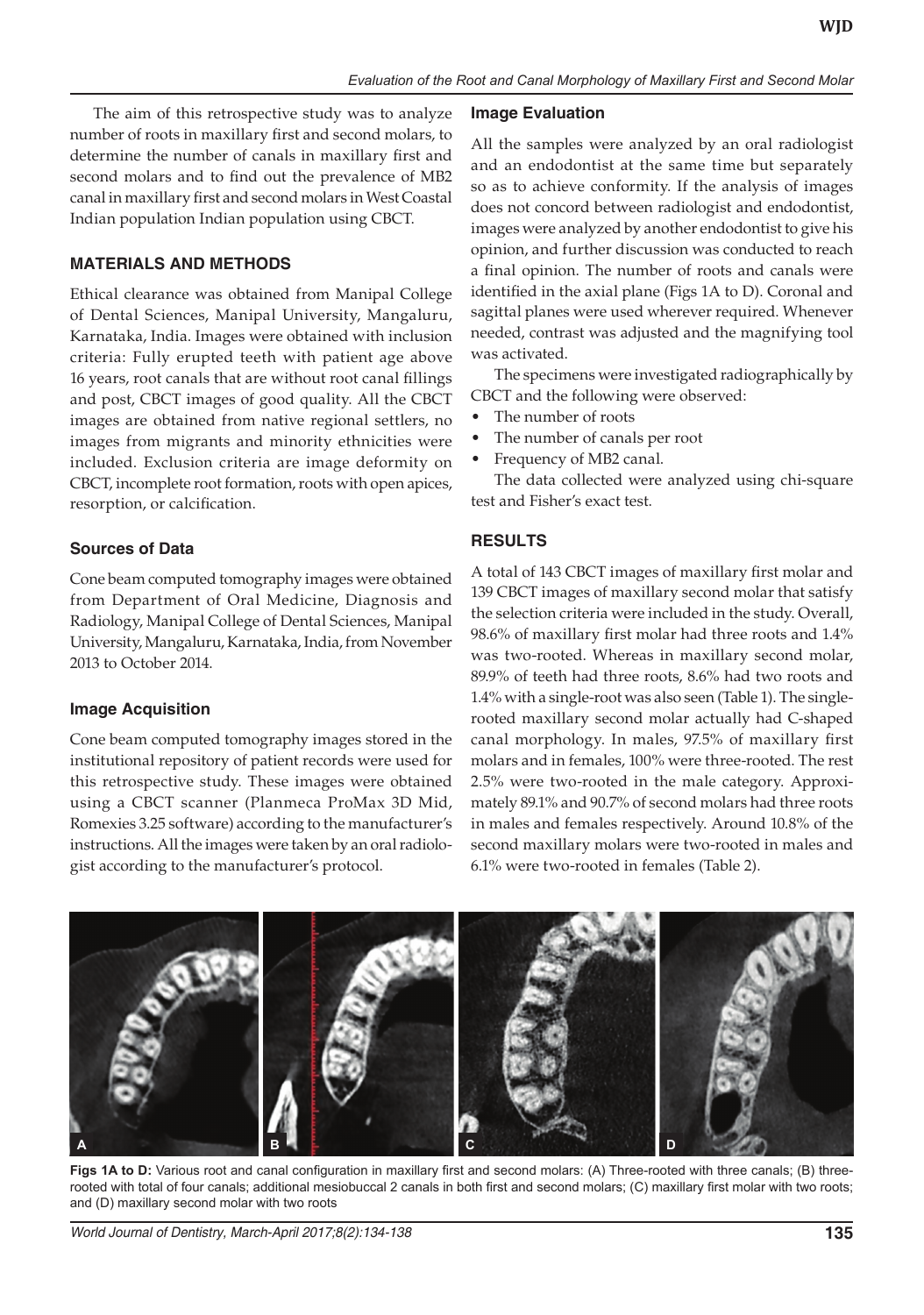The aim of this retrospective study was to analyze number of roots in maxillary first and second molars, to determine the number of canals in maxillary first and second molars and to find out the prevalence of MB2 canal in maxillary first and second molars in West Coastal Indian population Indian population using CBCT.

## MATERIALS AND METHODS

Ethical clearance was obtained from Manipal College of Dental Sciences, Manipal University, Mangaluru, Karnataka, India. Images were obtained with inclusion criteria: Fully erupted teeth with patient age above 16 years, root canals that are without root canal fillings and post, CBCT images of good quality. All the CBCT images are obtained from native regional settlers, no images from migrants and minority ethnicities were included. Exclusion criteria are image deformity on CBCT, incomplete root formation, roots with open apices, resorption, or calcification.

### Sources of Data

Cone beam computed tomography images were obtained from Department of Oral Medicine, Diagnosis and Radiology, Manipal College of Dental Sciences, Manipal University, Mangaluru, Karnataka, India, from November 2013 to October 2014.

### Image Acquisition

Cone beam computed tomography images stored in the institutional repository of patient records were used for this retrospective study. These images were obtained using a CBCT scanner (Planmeca ProMax 3D Mid, Romexies 3.25 software) according to the manufacturer's instructions. All the images were taken by an oral radiologist according to the manufacturer's protocol.

### Image Evaluation

All the samples were analyzed by an oral radiologist and an endodontist at the same time but separately so as to achieve conformity. If the analysis of images does not concord between radiologist and endodontist, images were analyzed by another endodontist to give his opinion, and further discussion was conducted to reach a final opinion. The number of roots and canals were identified in the axial plane (Figs 1A to D). Coronal and sagittal planes were used wherever required. Whenever needed, contrast was adjusted and the magnifying tool was activated.

The specimens were investigated radiographically by CBCT and the following were observed:

- The number of roots
- The number of canals per root
- Frequency of MB2 canal.

The data collected were analyzed using chi-square test and Fisher's exact test.

## RESULTS

A total of 143 CBCT images of maxillary first molar and 139 CBCT images of maxillary second molar that satisfy the selection criteria were included in the study. Overall, 98.6% of maxillary first molar had three roots and 1.4% was two-rooted. Whereas in maxillary second molar, 89.9% of teeth had three roots, 8.6% had two roots and 1.4% with a single-root was also seen (Table 1). The single-rooted maxillary second molar actually had C-shaped canal morphology. In males, 97.5% of maxillary first molars and in females, 100% were three-rooted. The rest 2.5% were two-rooted in the male category. Approximately 89.1% and 90.7% of second molars had three roots in males and females respectively. Around 10.8% of the second maxillary molars were two-rooted in males and 6.1% were two-rooted in females (Table 2).

**Figs 1A to D:** Various root and canal configuration in maxillary first and second molars: (A) Three-rooted with three canals; (B) three-rooted with total of four canals; additional mesiobuccal 2 canals in both first and second molars; (C) maxillary first molar with two roots; and (D) maxillary second molar with two roots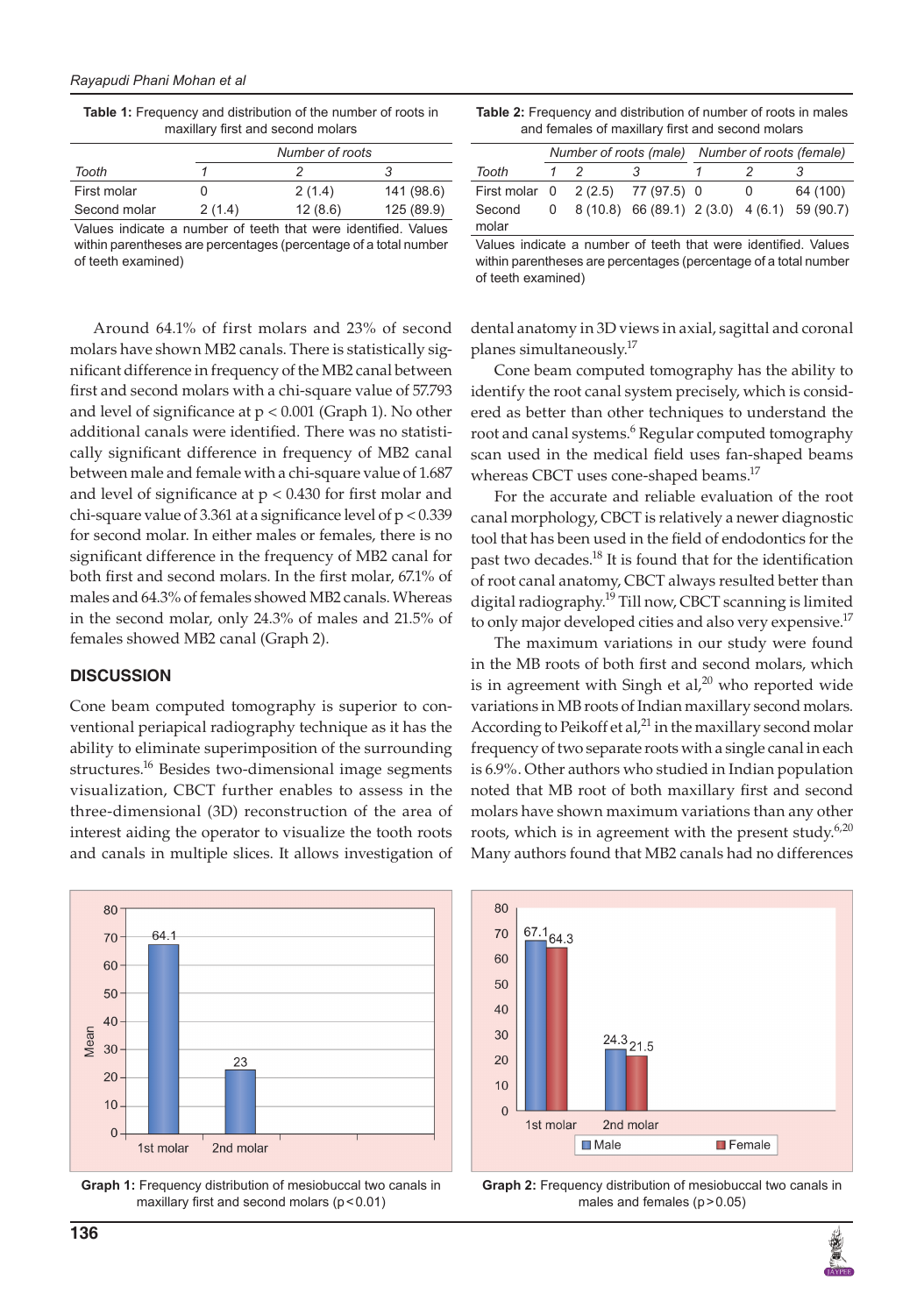**Table 1:** Frequency and distribution of the number of roots in maxillary first and second molars

| | Number of roots | | |
|---|---|---|---|
| *Tooth* | *1* | *2* | *3* |
| First molar | 0 | 2 (1.4) | 141 (98.6) |
| Second molar | 2 (1.4) | 12 (8.6) | 125 (89.9) |

Values indicate a number of teeth that were identified. Values within parentheses are percentages (percentage of a total number of teeth examined)

**Table 2:** Frequency and distribution of number of roots in males and females of maxillary first and second molars

| | Number of roots (male) | | | Number of roots (female) | | |
|---|---|---|---|---|---|---|
| *Tooth* | *1* | *2* | *3* | *1* | *2* | *3* |
| First molar | 0 | 2 (2.5) | 77 (97.5) | 0 | 0 | 64 (100) |
| Second molar | 0 | 8 (10.8) | 66 (89.1) | 2 (3.0) | 4 (6.1) | 59 (90.7) |

Values indicate a number of teeth that were identified. Values within parentheses are percentages (percentage of a total number of teeth examined)

Around 64.1% of first molars and 23% of second molars have shown MB2 canals. There is statistically significant difference in frequency of the MB2 canal between first and second molars with a chi-square value of 57.793 and level of significance at $p < 0.001$ (Graph 1). No other additional canals were identified. There was no statistically significant difference in frequency of MB2 canal between male and female with a chi-square value of 1.687 and level of significance at $p < 0.430$ for first molar and chi-square value of 3.361 at a significance level of $p < 0.339$ for second molar. In either males or females, there is no significant difference in the frequency of MB2 canal for both first and second molars. In the first molar, 67.1% of males and 64.3% of females showed MB2 canals. Whereas in the second molar, only 24.3% of males and 21.5% of females showed MB2 canal (Graph 2).

## DISCUSSION

Cone beam computed tomography is superior to conventional periapical radiography technique as it has the ability to eliminate superimposition of the surrounding structures.[16] Besides two-dimensional image segments visualization, CBCT further enables to assess in the three-dimensional (3D) reconstruction of the area of interest aiding the operator to visualize the tooth roots and canals in multiple slices. It allows investigation of dental anatomy in 3D views in axial, sagittal and coronal planes simultaneously.[17]

Cone beam computed tomography has the ability to identify the root canal system precisely, which is considered as better than other techniques to understand the root and canal systems.[6] Regular computed tomography scan used in the medical field uses fan-shaped beams whereas CBCT uses cone-shaped beams.[17]

For the accurate and reliable evaluation of the root canal morphology, CBCT is relatively a newer diagnostic tool that has been used in the field of endodontics for the past two decades.[18] It is found that for the identification of root canal anatomy, CBCT always resulted better than digital radiography.[19] Till now, CBCT scanning is limited to only major developed cities and also very expensive.[17]

The maximum variations in our study were found in the MB roots of both first and second molars, which is in agreement with Singh et al,[20] who reported wide variations in MB roots of Indian maxillary second molars. According to Peikoff et al,[21] in the maxillary second molar frequency of two separate roots with a single canal in each is 6.9%. Other authors who studied in Indian population noted that MB root of both maxillary first and second molars have shown maximum variations than any other roots, which is in agreement with the present study.[6,20] Many authors found that MB2 canals had no differences

**Graph 1:** Frequency distribution of mesiobuccal two canals in maxillary first and second molars ($p < 0.01$)

**Graph 2:** Frequency distribution of mesiobuccal two canals in males and females ($p > 0.05$)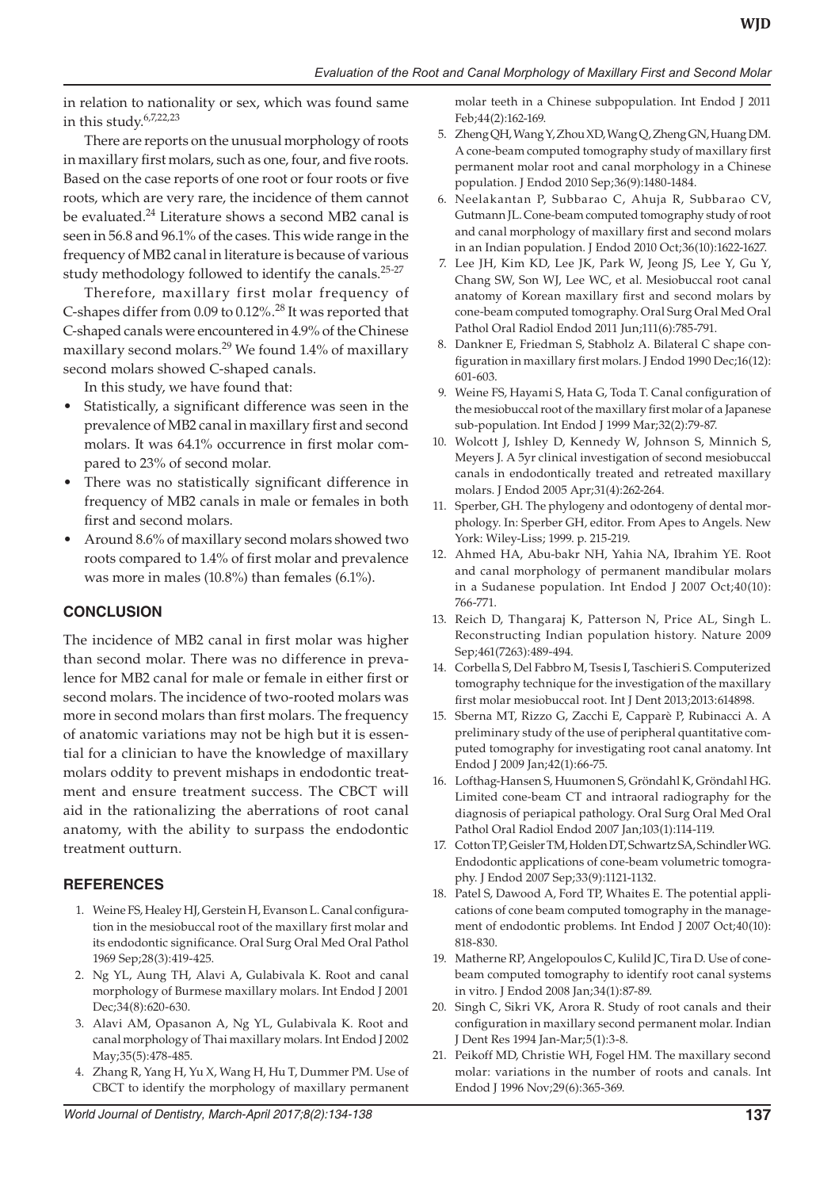in relation to nationality or sex, which was found same in this study.[6,7,22,23]

There are reports on the unusual morphology of roots in maxillary first molars, such as one, four, and five roots. Based on the case reports of one root or four roots or five roots, which are very rare, the incidence of them cannot be evaluated.[24] Literature shows a second MB2 canal is seen in 56.8 and 96.1% of the cases. This wide range in the frequency of MB2 canal in literature is because of various study methodology followed to identify the canals.[25-27]

Therefore, maxillary first molar frequency of C-shapes differ from 0.09 to 0.12%.[28] It was reported that C-shaped canals were encountered in 4.9% of the Chinese maxillary second molars.[29] We found 1.4% of maxillary second molars showed C-shaped canals.

In this study, we have found that:

- Statistically, a significant difference was seen in the prevalence of MB2 canal in maxillary first and second molars. It was 64.1% occurrence in first molar compared to 23% of second molar.
- There was no statistically significant difference in frequency of MB2 canals in male or females in both first and second molars.
- Around 8.6% of maxillary second molars showed two roots compared to 1.4% of first molar and prevalence was more in males (10.8%) than females (6.1%).

## CONCLUSION

The incidence of MB2 canal in first molar was higher than second molar. There was no difference in prevalence for MB2 canal for male or female in either first or second molars. The incidence of two-rooted molars was more in second molars than first molars. The frequency of anatomic variations may not be high but it is essential for a clinician to have the knowledge of maxillary molars oddity to prevent mishaps in endodontic treatment and ensure treatment success. The CBCT will aid in the rationalizing the aberrations of root canal anatomy, with the ability to surpass the endodontic treatment outturn.

## REFERENCES

1. Weine FS, Healey HJ, Gerstein H, Evanson L. Canal configuration in the mesiobuccal root of the maxillary first molar and its endodontic significance. Oral Surg Oral Med Oral Pathol 1969 Sep;28(3):419-425.
2. Ng YL, Aung TH, Alavi A, Gulabivala K. Root and canal morphology of Burmese maxillary molars. Int Endod J 2001 Dec;34(8):620-630.
3. Alavi AM, Opasanon A, Ng YL, Gulabivala K. Root and canal morphology of Thai maxillary molars. Int Endod J 2002 May;35(5):478-485.
4. Zhang R, Yang H, Yu X, Wang H, Hu T, Dummer PM. Use of CBCT to identify the morphology of maxillary permanent molar teeth in a Chinese subpopulation. Int Endod J 2011 Feb;44(2):162-169.
5. Zheng QH, Wang Y, Zhou XD, Wang Q, Zheng GN, Huang DM. A cone-beam computed tomography study of maxillary first permanent molar root and canal morphology in a Chinese population. J Endod 2010 Sep;36(9):1480-1484.
6. Neelakantan P, Subbarao C, Ahuja R, Subbarao CV, Gutmann JL. Cone-beam computed tomography study of root and canal morphology of maxillary first and second molars in an Indian population. J Endod 2010 Oct;36(10):1622-1627.
7. Lee JH, Kim KD, Lee JK, Park W, Jeong JS, Lee Y, Gu Y, Chang SW, Son WJ, Lee WC, et al. Mesiobuccal root canal anatomy of Korean maxillary first and second molars by cone-beam computed tomography. Oral Surg Oral Med Oral Pathol Oral Radiol Endod 2011 Jun;111(6):785-791.
8. Dankner E, Friedman S, Stabholz A. Bilateral C shape configuration in maxillary first molars. J Endod 1990 Dec;16(12): 601-603.
9. Weine FS, Hayami S, Hata G, Toda T. Canal configuration of the mesiobuccal root of the maxillary first molar of a Japanese sub-population. Int Endod J 1999 Mar;32(2):79-87.
10. Wolcott J, Ishley D, Kennedy W, Johnson S, Minnich S, Meyers J. A 5yr clinical investigation of second mesiobuccal canals in endodontically treated and retreated maxillary molars. J Endod 2005 Apr;31(4):262-264.
11. Sperber, GH. The phylogeny and odontogeny of dental morphology. In: Sperber GH, editor. From Apes to Angels. New York: Wiley-Liss; 1999. p. 215-219.
12. Ahmed HA, Abu-bakr NH, Yahia NA, Ibrahim YE. Root and canal morphology of permanent mandibular molars in a Sudanese population. Int Endod J 2007 Oct;40(10): 766-771.
13. Reich D, Thangaraj K, Patterson N, Price AL, Singh L. Reconstructing Indian population history. Nature 2009 Sep;461(7263):489-494.
14. Corbella S, Del Fabbro M, Tsesis I, Taschieri S. Computerized tomography technique for the investigation of the maxillary first molar mesiobuccal root. Int J Dent 2013;2013:614898.
15. Sberna MT, Rizzo G, Zacchi E, Capparè P, Rubinacci A. A preliminary study of the use of peripheral quantitative computed tomography for investigating root canal anatomy. Int Endod J 2009 Jan;42(1):66-75.
16. Lofthag-Hansen S, Huumonen S, Gröndahl K, Gröndahl HG. Limited cone-beam CT and intraoral radiography for the diagnosis of periapical pathology. Oral Surg Oral Med Oral Pathol Oral Radiol Endod 2007 Jan;103(1):114-119.
17. Cotton TP, Geisler TM, Holden DT, Schwartz SA, Schindler WG. Endodontic applications of cone-beam volumetric tomography. J Endod 2007 Sep;33(9):1121-1132.
18. Patel S, Dawood A, Ford TP, Whaites E. The potential applications of cone beam computed tomography in the management of endodontic problems. Int Endod J 2007 Oct;40(10): 818-830.
19. Matherne RP, Angelopoulos C, Kulild JC, Tira D. Use of cone-beam computed tomography to identify root canal systems in vitro. J Endod 2008 Jan;34(1):87-89.
20. Singh C, Sikri VK, Arora R. Study of root canals and their configuration in maxillary second permanent molar. Indian J Dent Res 1994 Jan-Mar;5(1):3-8.
21. Peikoff MD, Christie WH, Fogel HM. The maxillary second molar: variations in the number of roots and canals. Int Endod J 1996 Nov;29(6):365-369.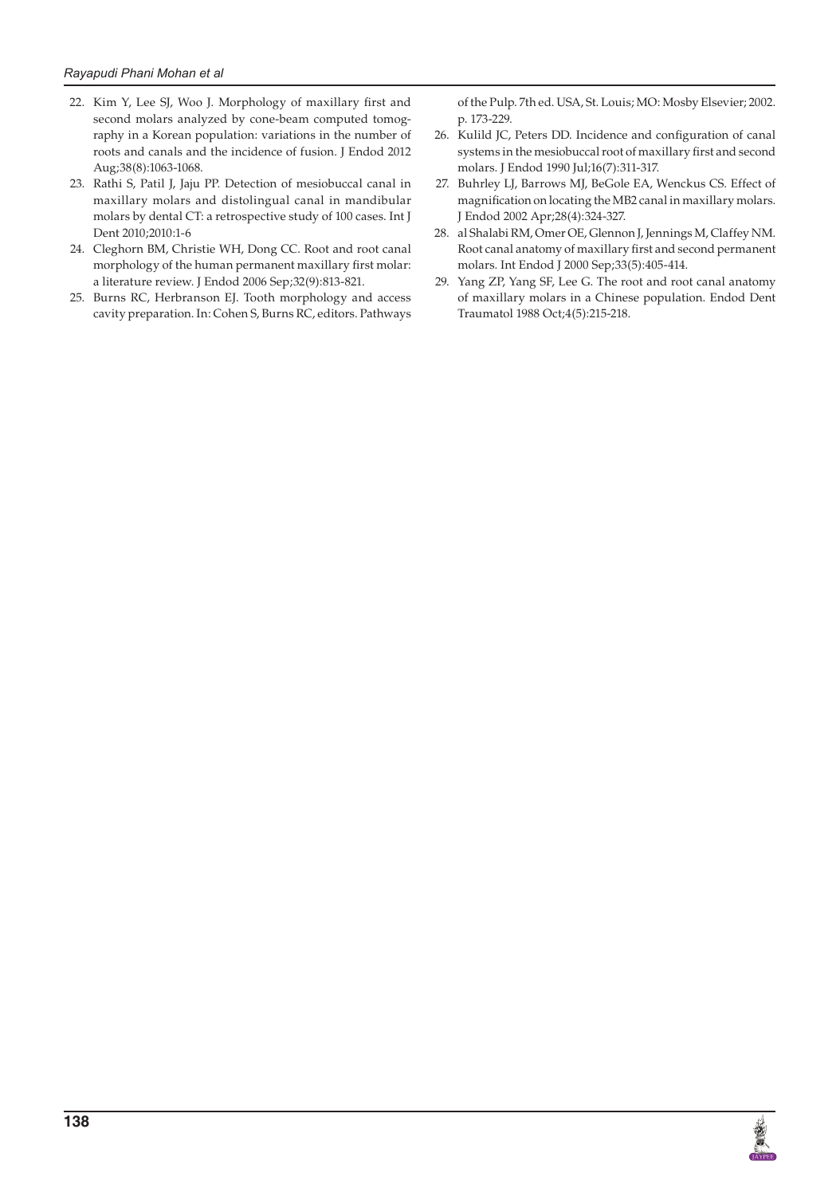22. Kim Y, Lee SJ, Woo J. Morphology of maxillary first and second molars analyzed by cone-beam computed tomography in a Korean population: variations in the number of roots and canals and the incidence of fusion. J Endod 2012 Aug;38(8):1063-1068.
23. Rathi S, Patil J, Jaju PP. Detection of mesiobuccal canal in maxillary molars and distolingual canal in mandibular molars by dental CT: a retrospective study of 100 cases. Int J Dent 2010;2010:1-6
24. Cleghorn BM, Christie WH, Dong CC. Root and root canal morphology of the human permanent maxillary first molar: a literature review. J Endod 2006 Sep;32(9):813-821.
25. Burns RC, Herbranson EJ. Tooth morphology and access cavity preparation. In: Cohen S, Burns RC, editors. Pathways of the Pulp. 7th ed. USA, St. Louis; MO: Mosby Elsevier; 2002. p. 173-229.
26. Kulild JC, Peters DD. Incidence and configuration of canal systems in the mesiobuccal root of maxillary first and second molars. J Endod 1990 Jul;16(7):311-317.
27. Buhrley LJ, Barrows MJ, BeGole EA, Wenckus CS. Effect of magnification on locating the MB2 canal in maxillary molars. J Endod 2002 Apr;28(4):324-327.
28. al Shalabi RM, Omer OE, Glennon J, Jennings M, Claffey NM. Root canal anatomy of maxillary first and second permanent molars. Int Endod J 2000 Sep;33(5):405-414.
29. Yang ZP, Yang SF, Lee G. The root and root canal anatomy of maxillary molars in a Chinese population. Endod Dent Traumatol 1988 Oct;4(5):215-218.